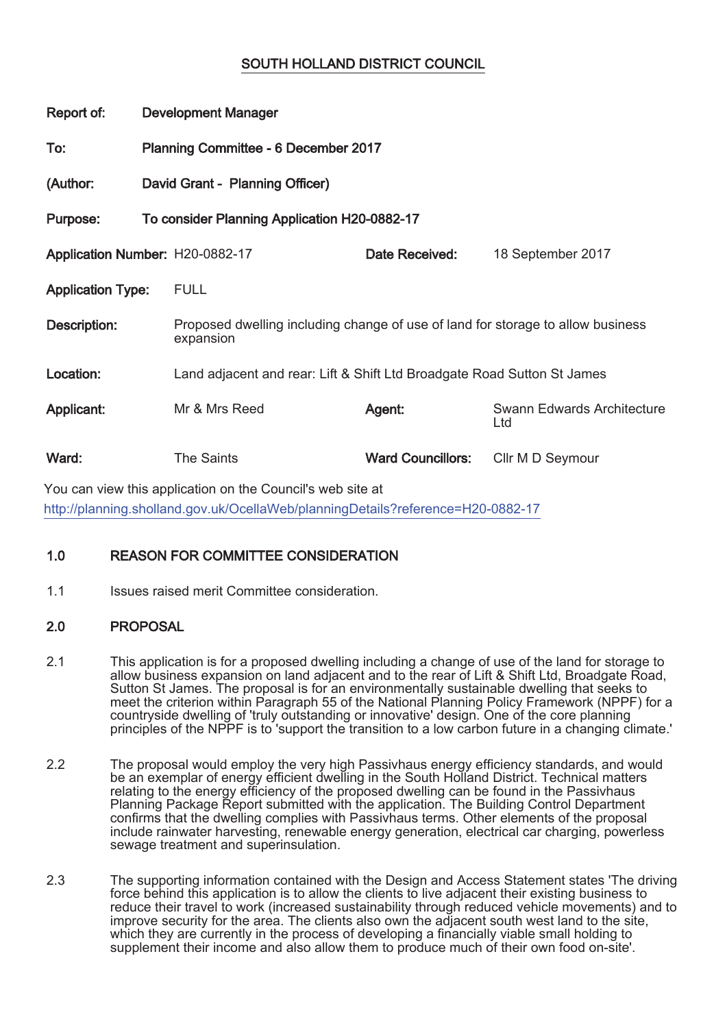# SOUTH HOLLAND DISTRICT COUNCIL

**Report of:** Development Manager

**To:** Planning Committee - 6 December 2017

**(Author:** David Grant - Planning Officer)

**Purpose:** To consider Planning Application H20-0882-17

| | | | |
|---|---|---|---|
| **Application Number:** | H20-0882-17 | **Date Received:** | 18 September 2017 |
| **Application Type:** | FULL | | |
| **Description:** | Proposed dwelling including change of use of land for storage to allow business expansion | | |
| **Location:** | Land adjacent and rear: Lift & Shift Ltd Broadgate Road Sutton St James | | |
| **Applicant:** | Mr & Mrs Reed | **Agent:** | Swann Edwards Architecture Ltd |
| **Ward:** | The Saints | **Ward Councillors:** | Cllr M D Seymour |

You can view this application on the Council's web site at
http://planning.sholland.gov.uk/OcellaWeb/planningDetails?reference=H20-0882-17

## 1.0 REASON FOR COMMITTEE CONSIDERATION

1.1 Issues raised merit Committee consideration.

## 2.0 PROPOSAL

2.1 This application is for a proposed dwelling including a change of use of the land for storage to allow business expansion on land adjacent and to the rear of Lift & Shift Ltd, Broadgate Road, Sutton St James. The proposal is for an environmentally sustainable dwelling that seeks to meet the criterion within Paragraph 55 of the National Planning Policy Framework (NPPF) for a countryside dwelling of 'truly outstanding or innovative' design. One of the core planning principles of the NPPF is to 'support the transition to a low carbon future in a changing climate.'

2.2 The proposal would employ the very high Passivhaus energy efficiency standards, and would be an exemplar of energy efficient dwelling in the South Holland District. Technical matters relating to the energy efficiency of the proposed dwelling can be found in the Passivhaus Planning Package Report submitted with the application. The Building Control Department confirms that the dwelling complies with Passivhaus terms. Other elements of the proposal include rainwater harvesting, renewable energy generation, electrical car charging, powerless sewage treatment and superinsulation.

2.3 The supporting information contained with the Design and Access Statement states 'The driving force behind this application is to allow the clients to live adjacent their existing business to reduce their travel to work (increased sustainability through reduced vehicle movements) and to improve security for the area. The clients also own the adjacent south west land to the site, which they are currently in the process of developing a financially viable small holding to supplement their income and also allow them to produce much of their own food on-site'.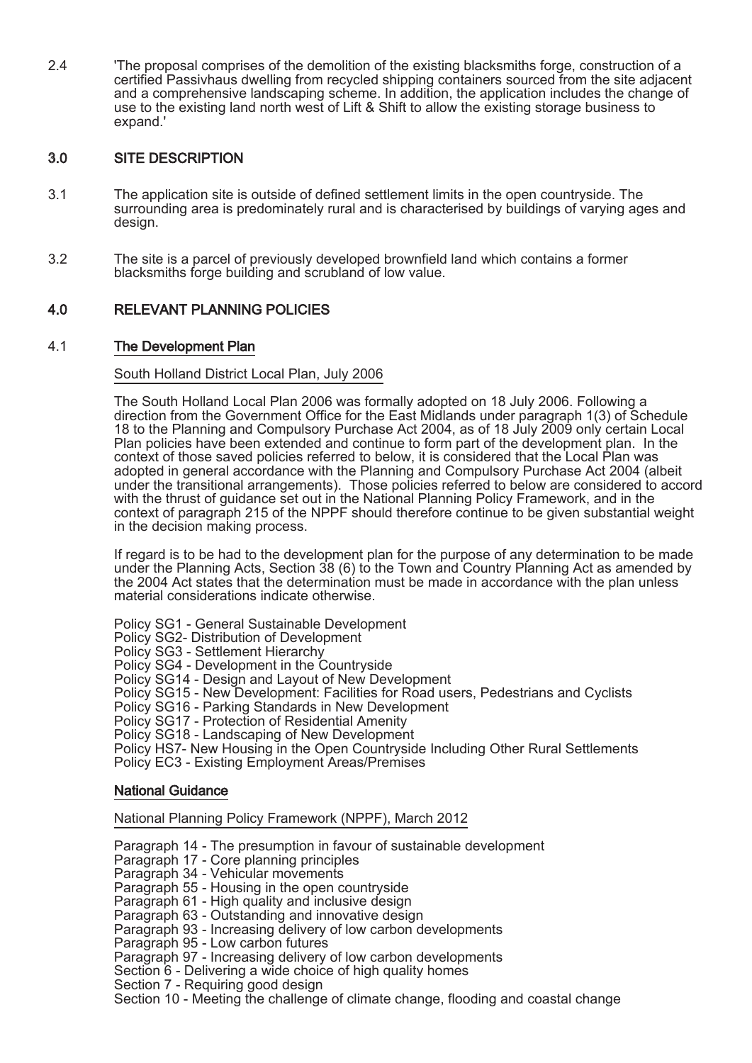2.4 'The proposal comprises of the demolition of the existing blacksmiths forge, construction of a certified Passivhaus dwelling from recycled shipping containers sourced from the site adjacent and a comprehensive landscaping scheme. In addition, the application includes the change of use to the existing land north west of Lift & Shift to allow the existing storage business to expand.'

## 3.0 SITE DESCRIPTION

3.1 The application site is outside of defined settlement limits in the open countryside. The surrounding area is predominately rural and is characterised by buildings of varying ages and design.

3.2 The site is a parcel of previously developed brownfield land which contains a former blacksmiths forge building and scrubland of low value.

## 4.0 RELEVANT PLANNING POLICIES

### 4.1 The Development Plan

South Holland District Local Plan, July 2006

The South Holland Local Plan 2006 was formally adopted on 18 July 2006. Following a direction from the Government Office for the East Midlands under paragraph 1(3) of Schedule 18 to the Planning and Compulsory Purchase Act 2004, as of 18 July 2009 only certain Local Plan policies have been extended and continue to form part of the development plan. In the context of those saved policies referred to below, it is considered that the Local Plan was adopted in general accordance with the Planning and Compulsory Purchase Act 2004 (albeit under the transitional arrangements). Those policies referred to below are considered to accord with the thrust of guidance set out in the National Planning Policy Framework, and in the context of paragraph 215 of the NPPF should therefore continue to be given substantial weight in the decision making process.

If regard is to be had to the development plan for the purpose of any determination to be made under the Planning Acts, Section 38 (6) to the Town and Country Planning Act as amended by the 2004 Act states that the determination must be made in accordance with the plan unless material considerations indicate otherwise.

Policy SG1 - General Sustainable Development
Policy SG2- Distribution of Development
Policy SG3 - Settlement Hierarchy
Policy SG4 - Development in the Countryside
Policy SG14 - Design and Layout of New Development
Policy SG15 - New Development: Facilities for Road users, Pedestrians and Cyclists
Policy SG16 - Parking Standards in New Development
Policy SG17 - Protection of Residential Amenity
Policy SG18 - Landscaping of New Development
Policy HS7- New Housing in the Open Countryside Including Other Rural Settlements
Policy EC3 - Existing Employment Areas/Premises

### National Guidance

National Planning Policy Framework (NPPF), March 2012

Paragraph 14 - The presumption in favour of sustainable development
Paragraph 17 - Core planning principles
Paragraph 34 - Vehicular movements
Paragraph 55 - Housing in the open countryside
Paragraph 61 - High quality and inclusive design
Paragraph 63 - Outstanding and innovative design
Paragraph 93 - Increasing delivery of low carbon developments
Paragraph 95 - Low carbon futures
Paragraph 97 - Increasing delivery of low carbon developments
Section 6 - Delivering a wide choice of high quality homes
Section 7 - Requiring good design
Section 10 - Meeting the challenge of climate change, flooding and coastal change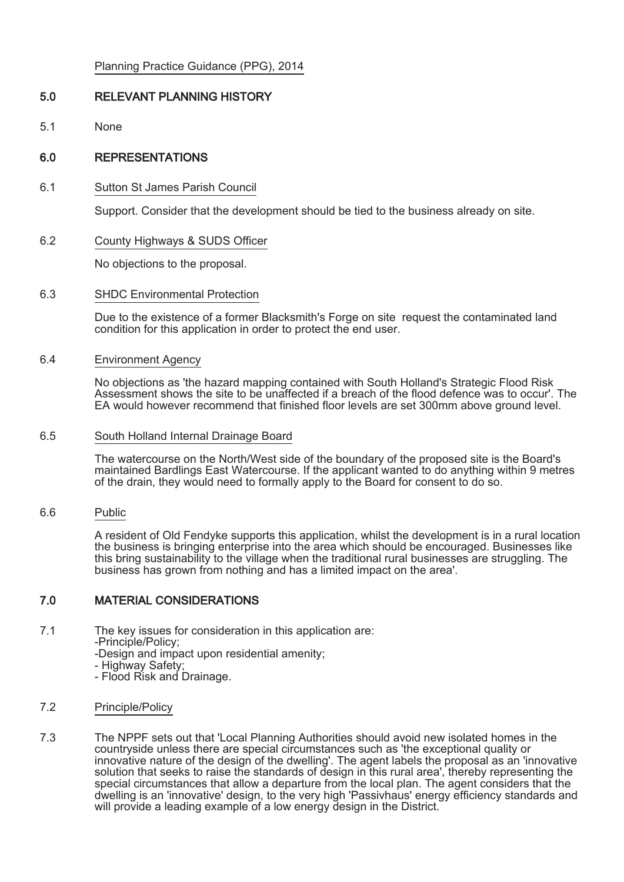Planning Practice Guidance (PPG), 2014

## 5.0 RELEVANT PLANNING HISTORY

5.1 None

## 6.0 REPRESENTATIONS

6.1 Sutton St James Parish Council

Support. Consider that the development should be tied to the business already on site.

6.2 County Highways & SUDS Officer

No objections to the proposal.

6.3 SHDC Environmental Protection

Due to the existence of a former Blacksmith's Forge on site request the contaminated land condition for this application in order to protect the end user.

6.4 Environment Agency

No objections as 'the hazard mapping contained with South Holland's Strategic Flood Risk Assessment shows the site to be unaffected if a breach of the flood defence was to occur'. The EA would however recommend that finished floor levels are set 300mm above ground level.

6.5 South Holland Internal Drainage Board

The watercourse on the North/West side of the boundary of the proposed site is the Board's maintained Bardlings East Watercourse. If the applicant wanted to do anything within 9 metres of the drain, they would need to formally apply to the Board for consent to do so.

6.6 Public

A resident of Old Fendyke supports this application, whilst the development is in a rural location the business is bringing enterprise into the area which should be encouraged. Businesses like this bring sustainability to the village when the traditional rural businesses are struggling. The business has grown from nothing and has a limited impact on the area'.

## 7.0 MATERIAL CONSIDERATIONS

7.1 The key issues for consideration in this application are:
-Principle/Policy;
-Design and impact upon residential amenity;
- Highway Safety;
- Flood Risk and Drainage.

7.2 Principle/Policy

7.3 The NPPF sets out that 'Local Planning Authorities should avoid new isolated homes in the countryside unless there are special circumstances such as 'the exceptional quality or innovative nature of the design of the dwelling'. The agent labels the proposal as an 'innovative solution that seeks to raise the standards of design in this rural area', thereby representing the special circumstances that allow a departure from the local plan. The agent considers that the dwelling is an 'innovative' design, to the very high 'Passivhaus' energy efficiency standards and will provide a leading example of a low energy design in the District.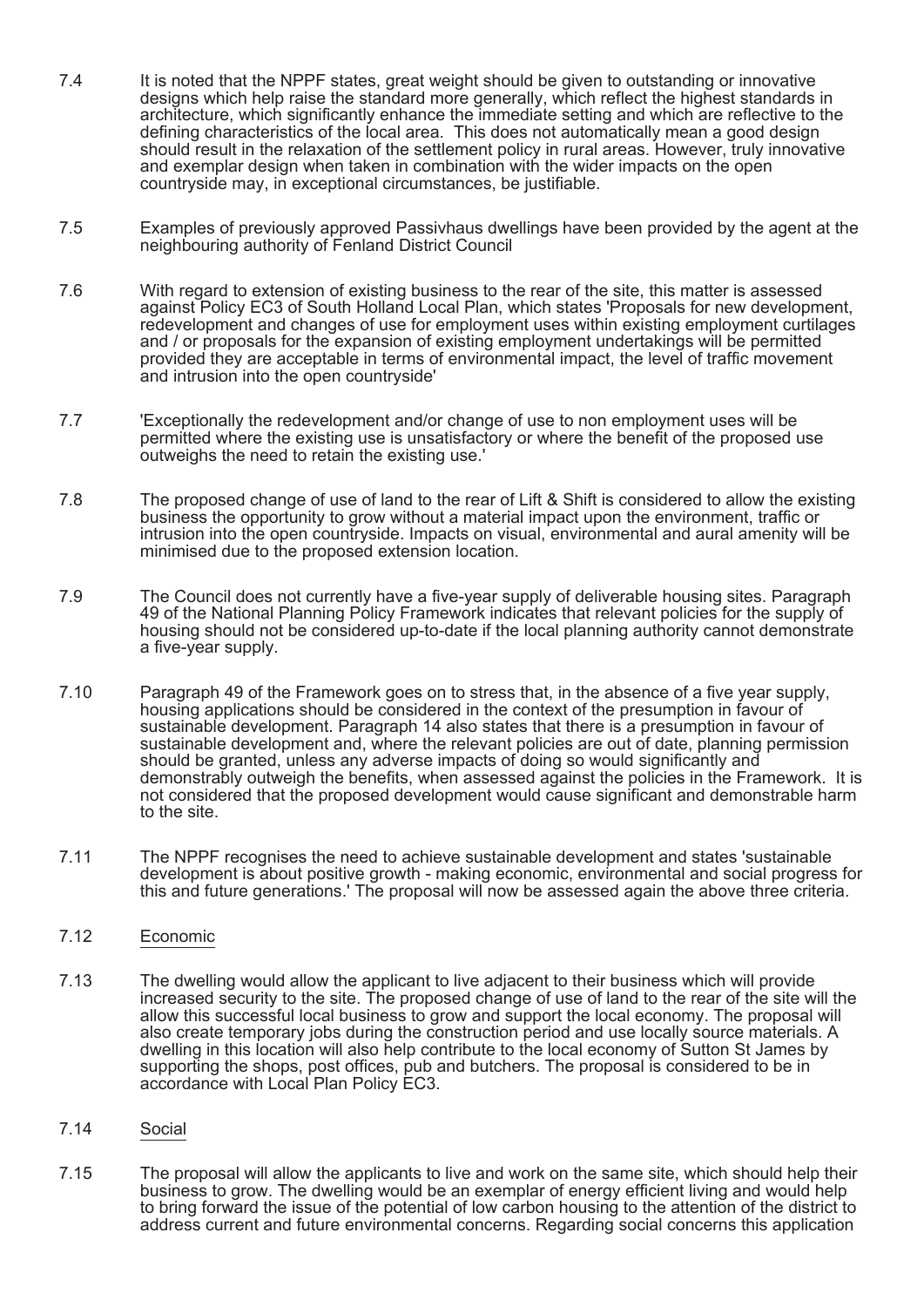7.4 It is noted that the NPPF states, great weight should be given to outstanding or innovative designs which help raise the standard more generally, which reflect the highest standards in architecture, which significantly enhance the immediate setting and which are reflective to the defining characteristics of the local area. This does not automatically mean a good design should result in the relaxation of the settlement policy in rural areas. However, truly innovative and exemplar design when taken in combination with the wider impacts on the open countryside may, in exceptional circumstances, be justifiable.

7.5 Examples of previously approved Passivhaus dwellings have been provided by the agent at the neighbouring authority of Fenland District Council

7.6 With regard to extension of existing business to the rear of the site, this matter is assessed against Policy EC3 of South Holland Local Plan, which states 'Proposals for new development, redevelopment and changes of use for employment uses within existing employment curtilages and / or proposals for the expansion of existing employment undertakings will be permitted provided they are acceptable in terms of environmental impact, the level of traffic movement and intrusion into the open countryside'

7.7 'Exceptionally the redevelopment and/or change of use to non employment uses will be permitted where the existing use is unsatisfactory or where the benefit of the proposed use outweighs the need to retain the existing use.'

7.8 The proposed change of use of land to the rear of Lift & Shift is considered to allow the existing business the opportunity to grow without a material impact upon the environment, traffic or intrusion into the open countryside. Impacts on visual, environmental and aural amenity will be minimised due to the proposed extension location.

7.9 The Council does not currently have a five-year supply of deliverable housing sites. Paragraph 49 of the National Planning Policy Framework indicates that relevant policies for the supply of housing should not be considered up-to-date if the local planning authority cannot demonstrate a five-year supply.

7.10 Paragraph 49 of the Framework goes on to stress that, in the absence of a five year supply, housing applications should be considered in the context of the presumption in favour of sustainable development. Paragraph 14 also states that there is a presumption in favour of sustainable development and, where the relevant policies are out of date, planning permission should be granted, unless any adverse impacts of doing so would significantly and demonstrably outweigh the benefits, when assessed against the policies in the Framework. It is not considered that the proposed development would cause significant and demonstrable harm to the site.

7.11 The NPPF recognises the need to achieve sustainable development and states 'sustainable development is about positive growth - making economic, environmental and social progress for this and future generations.' The proposal will now be assessed again the above three criteria.

7.12 Economic

7.13 The dwelling would allow the applicant to live adjacent to their business which will provide increased security to the site. The proposed change of use of land to the rear of the site will the allow this successful local business to grow and support the local economy. The proposal will also create temporary jobs during the construction period and use locally source materials. A dwelling in this location will also help contribute to the local economy of Sutton St James by supporting the shops, post offices, pub and butchers. The proposal is considered to be in accordance with Local Plan Policy EC3.

7.14 Social

7.15 The proposal will allow the applicants to live and work on the same site, which should help their business to grow. The dwelling would be an exemplar of energy efficient living and would help to bring forward the issue of the potential of low carbon housing to the attention of the district to address current and future environmental concerns. Regarding social concerns this application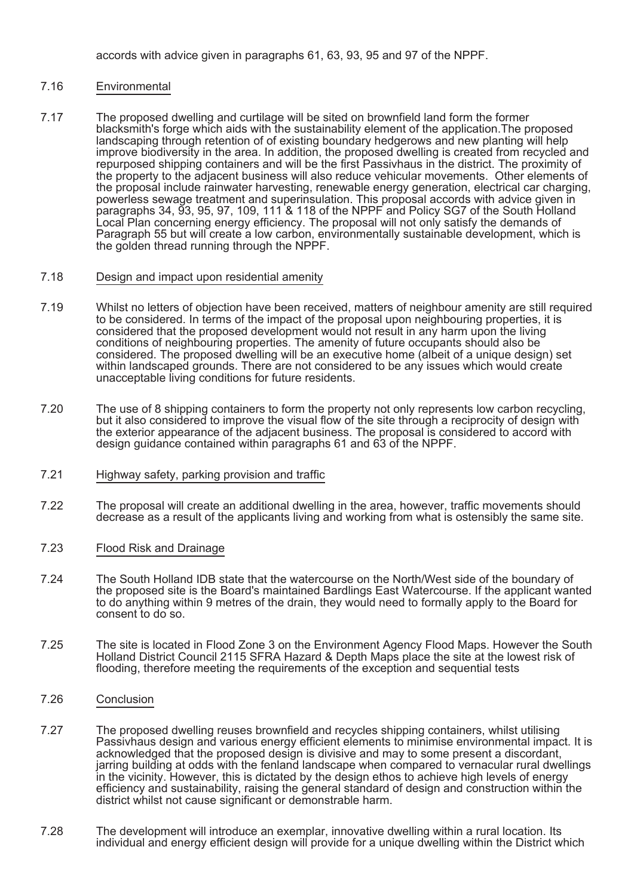accords with advice given in paragraphs 61, 63, 93, 95 and 97 of the NPPF.

7.16 Environmental

7.17 The proposed dwelling and curtilage will be sited on brownfield land form the former blacksmith's forge which aids with the sustainability element of the application.The proposed landscaping through retention of of existing boundary hedgerows and new planting will help improve biodiversity in the area. In addition, the proposed dwelling is created from recycled and repurposed shipping containers and will be the first Passivhaus in the district. The proximity of the property to the adjacent business will also reduce vehicular movements. Other elements of the proposal include rainwater harvesting, renewable energy generation, electrical car charging, powerless sewage treatment and superinsulation. This proposal accords with advice given in paragraphs 34, 93, 95, 97, 109, 111 & 118 of the NPPF and Policy SG7 of the South Holland Local Plan concerning energy efficiency. The proposal will not only satisfy the demands of Paragraph 55 but will create a low carbon, environmentally sustainable development, which is the golden thread running through the NPPF.

7.18 Design and impact upon residential amenity

7.19 Whilst no letters of objection have been received, matters of neighbour amenity are still required to be considered. In terms of the impact of the proposal upon neighbouring properties, it is considered that the proposed development would not result in any harm upon the living conditions of neighbouring properties. The amenity of future occupants should also be considered. The proposed dwelling will be an executive home (albeit of a unique design) set within landscaped grounds. There are not considered to be any issues which would create unacceptable living conditions for future residents.

7.20 The use of 8 shipping containers to form the property not only represents low carbon recycling, but it also considered to improve the visual flow of the site through a reciprocity of design with the exterior appearance of the adjacent business. The proposal is considered to accord with design guidance contained within paragraphs 61 and 63 of the NPPF.

7.21 Highway safety, parking provision and traffic

7.22 The proposal will create an additional dwelling in the area, however, traffic movements should decrease as a result of the applicants living and working from what is ostensibly the same site.

7.23 Flood Risk and Drainage

7.24 The South Holland IDB state that the watercourse on the North/West side of the boundary of the proposed site is the Board's maintained Bardlings East Watercourse. If the applicant wanted to do anything within 9 metres of the drain, they would need to formally apply to the Board for consent to do so.

7.25 The site is located in Flood Zone 3 on the Environment Agency Flood Maps. However the South Holland District Council 2115 SFRA Hazard & Depth Maps place the site at the lowest risk of flooding, therefore meeting the requirements of the exception and sequential tests

7.26 Conclusion

7.27 The proposed dwelling reuses brownfield and recycles shipping containers, whilst utilising Passivhaus design and various energy efficient elements to minimise environmental impact. It is acknowledged that the proposed design is divisive and may to some present a discordant, jarring building at odds with the fenland landscape when compared to vernacular rural dwellings in the vicinity. However, this is dictated by the design ethos to achieve high levels of energy efficiency and sustainability, raising the general standard of design and construction within the district whilst not cause significant or demonstrable harm.

7.28 The development will introduce an exemplar, innovative dwelling within a rural location. Its individual and energy efficient design will provide for a unique dwelling within the District which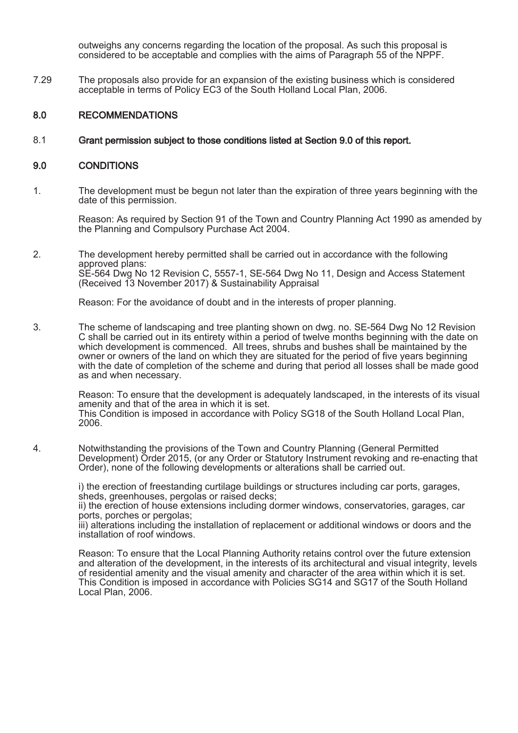outweighs any concerns regarding the location of the proposal. As such this proposal is considered to be acceptable and complies with the aims of Paragraph 55 of the NPPF.

7.29 The proposals also provide for an expansion of the existing business which is considered acceptable in terms of Policy EC3 of the South Holland Local Plan, 2006.

## 8.0 RECOMMENDATIONS

8.1 **Grant permission subject to those conditions listed at Section 9.0 of this report.**

## 9.0 CONDITIONS

1. The development must be begun not later than the expiration of three years beginning with the date of this permission.

   Reason: As required by Section 91 of the Town and Country Planning Act 1990 as amended by the Planning and Compulsory Purchase Act 2004.

2. The development hereby permitted shall be carried out in accordance with the following approved plans:
   SE-564 Dwg No 12 Revision C, 5557-1, SE-564 Dwg No 11, Design and Access Statement (Received 13 November 2017) & Sustainability Appraisal

   Reason: For the avoidance of doubt and in the interests of proper planning.

3. The scheme of landscaping and tree planting shown on dwg. no. SE-564 Dwg No 12 Revision C shall be carried out in its entirety within a period of twelve months beginning with the date on which development is commenced. All trees, shrubs and bushes shall be maintained by the owner or owners of the land on which they are situated for the period of five years beginning with the date of completion of the scheme and during that period all losses shall be made good as and when necessary.

   Reason: To ensure that the development is adequately landscaped, in the interests of its visual amenity and that of the area in which it is set.
   This Condition is imposed in accordance with Policy SG18 of the South Holland Local Plan, 2006.

4. Notwithstanding the provisions of the Town and Country Planning (General Permitted Development) Order 2015, (or any Order or Statutory Instrument revoking and re-enacting that Order), none of the following developments or alterations shall be carried out.

   i) the erection of freestanding curtilage buildings or structures including car ports, garages, sheds, greenhouses, pergolas or raised decks;
   ii) the erection of house extensions including dormer windows, conservatories, garages, car ports, porches or pergolas;
   iii) alterations including the installation of replacement or additional windows or doors and the installation of roof windows.

   Reason: To ensure that the Local Planning Authority retains control over the future extension and alteration of the development, in the interests of its architectural and visual integrity, levels of residential amenity and the visual amenity and character of the area within which it is set. This Condition is imposed in accordance with Policies SG14 and SG17 of the South Holland Local Plan, 2006.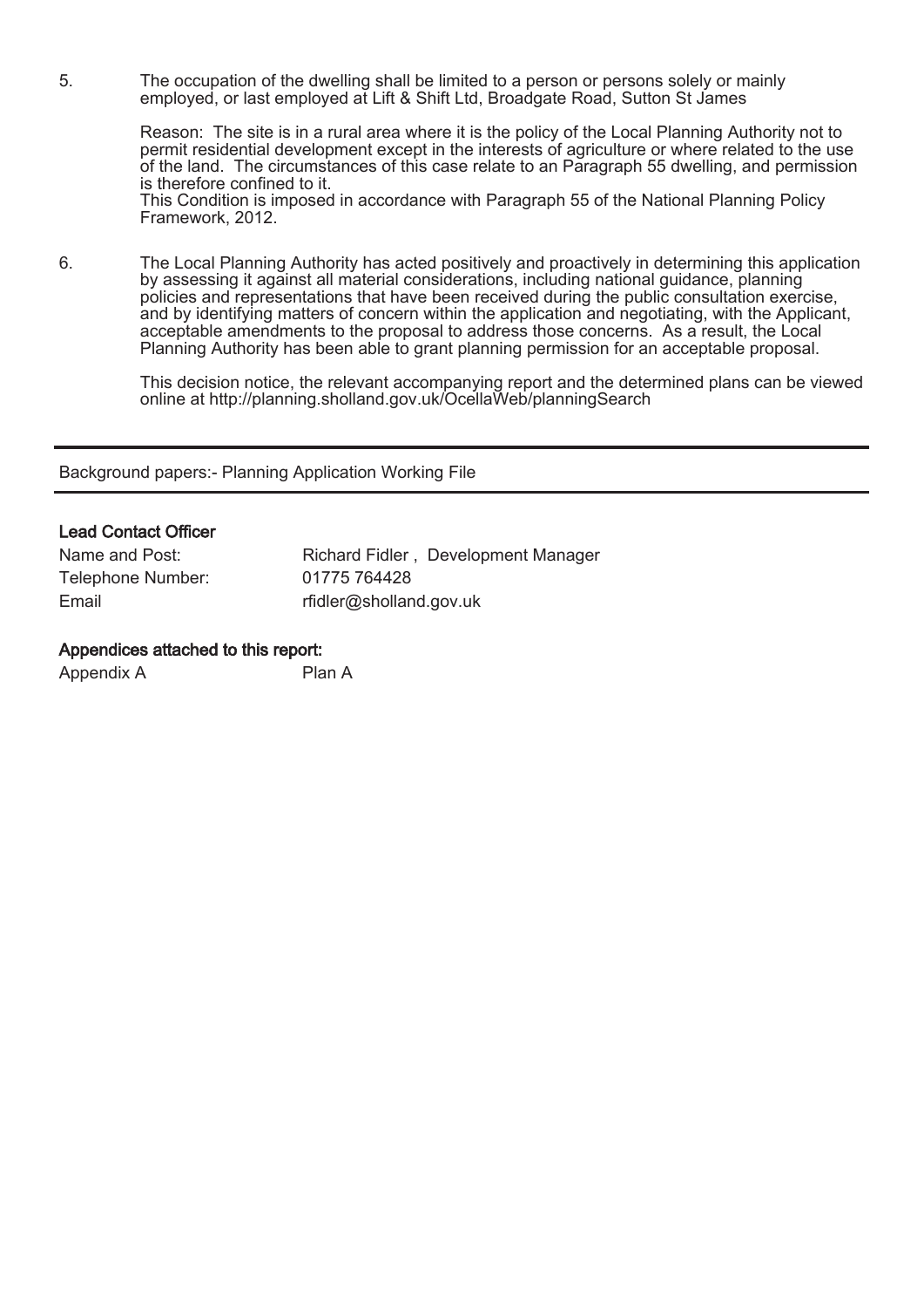5. The occupation of the dwelling shall be limited to a person or persons solely or mainly employed, or last employed at Lift & Shift Ltd, Broadgate Road, Sutton St James

   Reason: The site is in a rural area where it is the policy of the Local Planning Authority not to permit residential development except in the interests of agriculture or where related to the use of the land. The circumstances of this case relate to an Paragraph 55 dwelling, and permission is therefore confined to it.
   This Condition is imposed in accordance with Paragraph 55 of the National Planning Policy Framework, 2012.

6. The Local Planning Authority has acted positively and proactively in determining this application by assessing it against all material considerations, including national guidance, planning policies and representations that have been received during the public consultation exercise, and by identifying matters of concern within the application and negotiating, with the Applicant, acceptable amendments to the proposal to address those concerns. As a result, the Local Planning Authority has been able to grant planning permission for an acceptable proposal.

   This decision notice, the relevant accompanying report and the determined plans can be viewed online at http://planning.sholland.gov.uk/OcellaWeb/planningSearch

---

Background papers:- Planning Application Working File

---

**Lead Contact Officer**

| | |
|---|---|
| Name and Post: | Richard Fidler , Development Manager |
| Telephone Number: | 01775 764428 |
| Email | rfidler@sholland.gov.uk |

**Appendices attached to this report:**

| | |
|---|---|
| Appendix A | Plan A |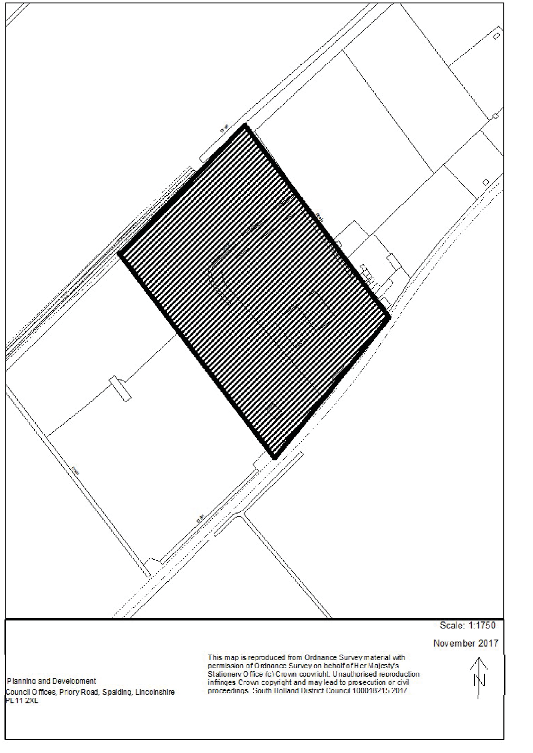Scale: 1:1750

November 2017

This map is reproduced from Ordnance Survey material with permission of Ordnance Survey on behalf of Her Majesty's Stationery Office (c) Crown copyright. Unauthorised reproduction infringes Crown copyright and may lead to prosecution or civil proceedings. South Holland District Council 100018215 2017

N

Planning and Development
Council Offices, Priory Road, Spalding, Lincolnshire
PE11 2XE